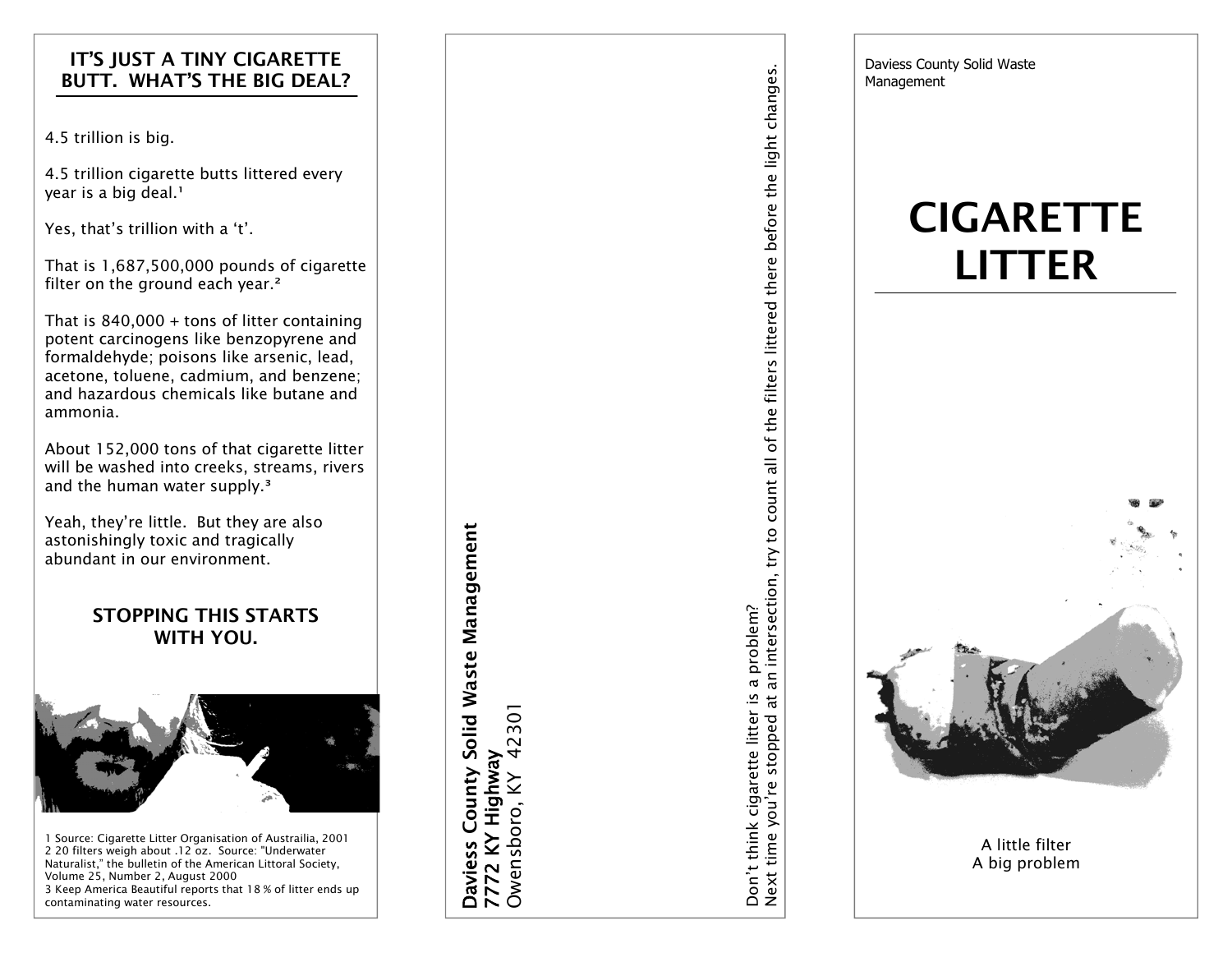## IT'S JUST A TINY CIGARETTE BUTT. WHAT'S THE BIG DEAL?

4.5 trillion is big.

4.5 trillion cigarette butts littered every year is a big deal.[1]

Yes, that's trillion with a 't'.

That is 1,687,500,000 pounds of cigarette filter on the ground each year.[2]

That is 840,000 + tons of litter containing potent carcinogens like benzopyrene and formaldehyde; poisons like arsenic, lead, acetone, toluene, cadmium, and benzene; and hazardous chemicals like butane and ammonia.

About 152,000 tons of that cigarette litter will be washed into creeks, streams, rivers and the human water supply.[3]

Yeah, they're little. But they are also astonishingly toxic and tragically abundant in our environment.

### STOPPING THIS STARTS WITH YOU.

1 Source: Cigarette Litter Organisation of Austrailia, 2001
2 20 filters weigh about .12 oz. Source: "Underwater Naturalist," the bulletin of the American Littoral Society, Volume 25, Number 2, August 2000
3 Keep America Beautiful reports that 18 % of litter ends up contaminating water resources.

**Daviess County Solid Waste Management**
**7772 KY Highway**
Owensboro, KY 42301

Don't think cigarette litter is a problem?
Next time you're stopped at an intersection, try to count all of the filters littered there before the light changes.

Daviess County Solid Waste Management

# CIGARETTE LITTER

A little filter
A big problem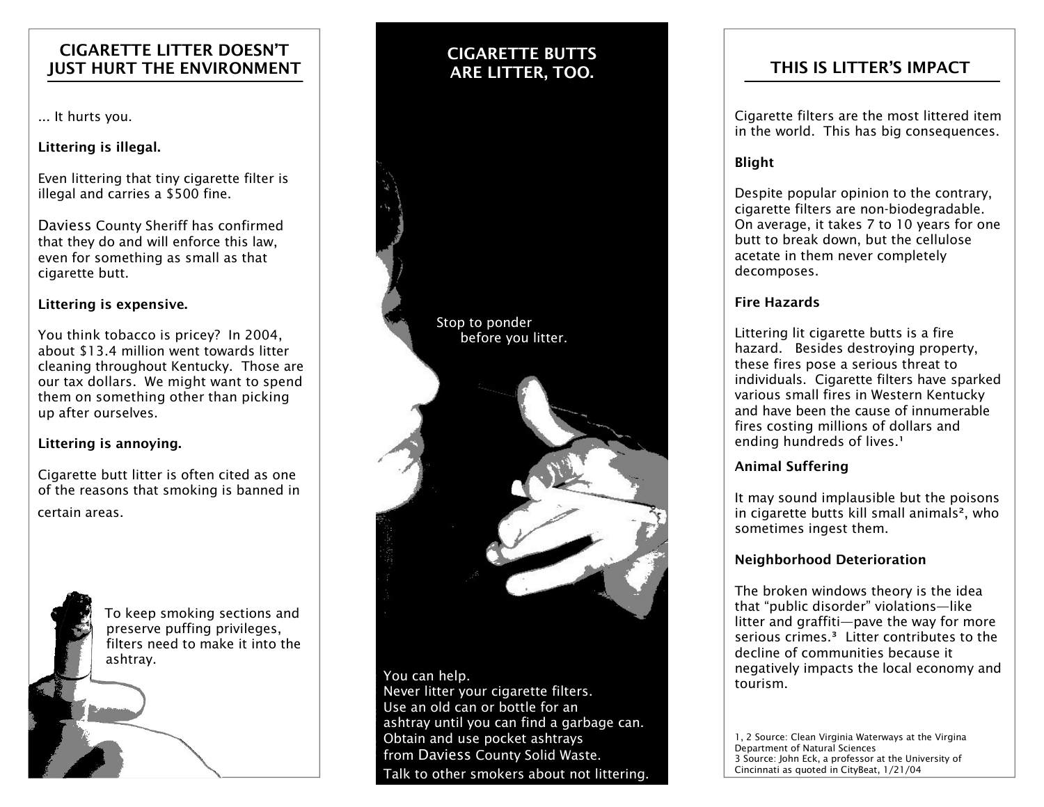## CIGARETTE LITTER DOESN'T JUST HURT THE ENVIRONMENT

... It hurts you.

**Littering is illegal.**

Even littering that tiny cigarette filter is illegal and carries a $500 fine.

Daviess County Sheriff has confirmed that they do and will enforce this law, even for something as small as that cigarette butt.

**Littering is expensive.**

You think tobacco is pricey? In 2004, about $13.4 million went towards litter cleaning throughout Kentucky. Those are our tax dollars. We might want to spend them on something other than picking up after ourselves.

**Littering is annoying.**

Cigarette butt litter is often cited as one of the reasons that smoking is banned in certain areas.

To keep smoking sections and preserve puffing privileges, filters need to make it into the ashtray.

## CIGARETTE BUTTS ARE LITTER, TOO.

Stop to ponder before you litter.

You can help.
Never litter your cigarette filters.
Use an old can or bottle for an ashtray until you can find a garbage can.
Obtain and use pocket ashtrays from Daviess County Solid Waste.
Talk to other smokers about not littering.

## THIS IS LITTER'S IMPACT

Cigarette filters are the most littered item in the world. This has big consequences.

**Blight**

Despite popular opinion to the contrary, cigarette filters are non-biodegradable. On average, it takes 7 to 10 years for one butt to break down, but the cellulose acetate in them never completely decomposes.

**Fire Hazards**

Littering lit cigarette butts is a fire hazard. Besides destroying property, these fires pose a serious threat to individuals. Cigarette filters have sparked various small fires in Western Kentucky and have been the cause of innumerable fires costing millions of dollars and ending hundreds of lives.[1]

**Animal Suffering**

It may sound implausible but the poisons in cigarette butts kill small animals[2], who sometimes ingest them.

**Neighborhood Deterioration**

The broken windows theory is the idea that "public disorder" violations—like litter and graffiti—pave the way for more serious crimes.[3] Litter contributes to the decline of communities because it negatively impacts the local economy and tourism.

1, 2 Source: Clean Virginia Waterways at the Virgina Department of Natural Sciences
3 Source: John Eck, a professor at the University of Cincinnati as quoted in CityBeat, 1/21/04